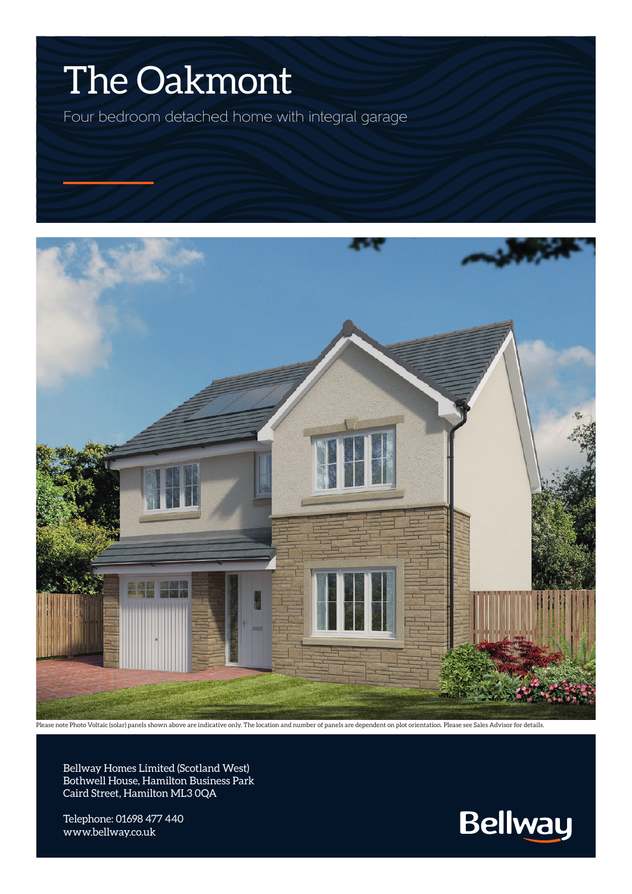# The Oakmont

Four bedroom detached home with integral garage

Please note Photo Voltaic (solar) panels shown above are indicative only. The location and number of panels are dependent on plot orientation. Please see Sales Advisor for details.

Bellway Homes Limited (Scotland West)
Bothwell House, Hamilton Business Park
Caird Street, Hamilton ML3 0QA

Telephone: 01698 477 440
www.bellway.co.uk

Bellway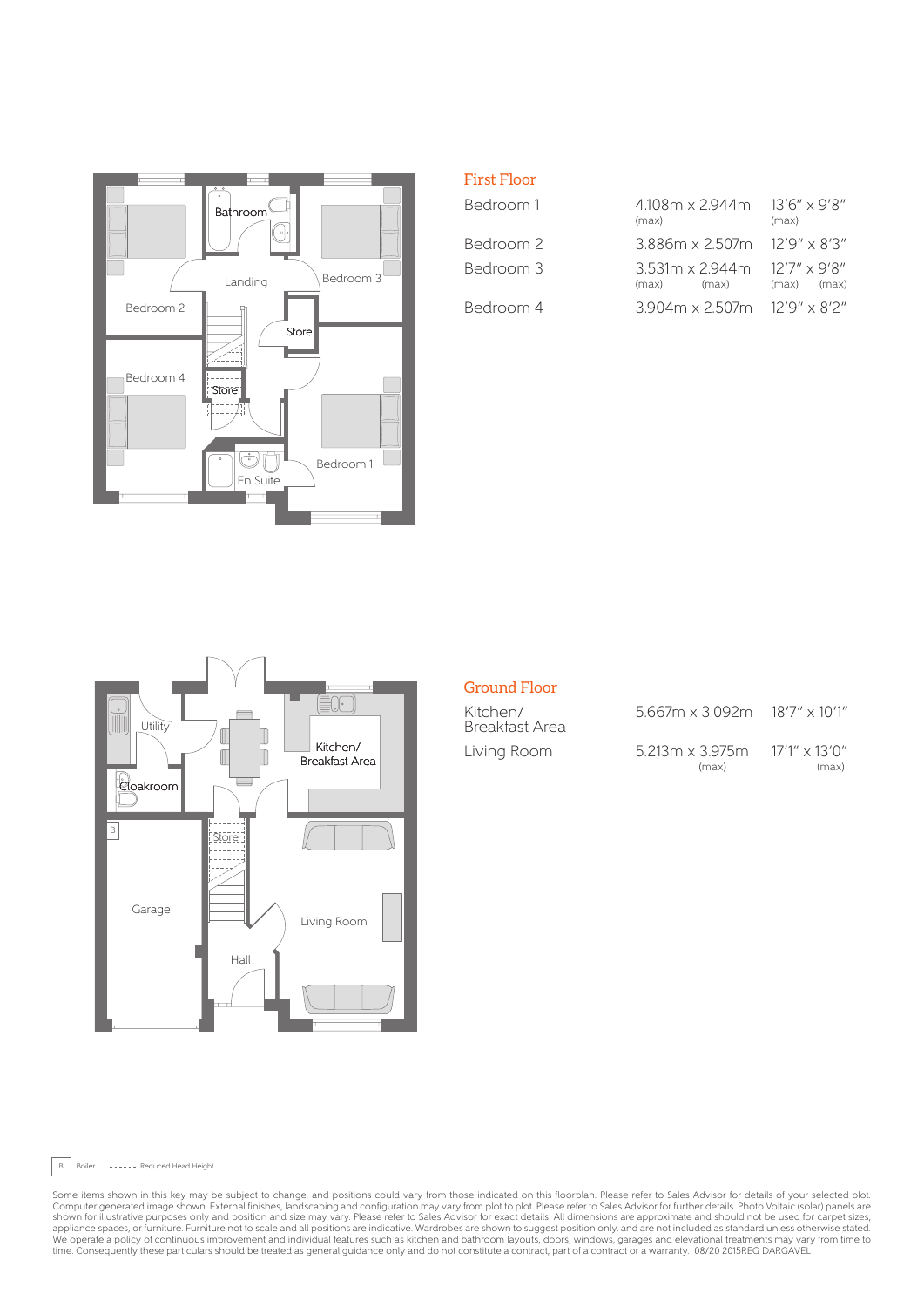## First Floor

| | | |
|---|---|---|
| Bedroom 1 | 4.108m x 2.944m (max) | 13'6" x 9'8" (max) |
| Bedroom 2 | 3.886m x 2.507m | 12'9" x 8'3" |
| Bedroom 3 | 3.531m x 2.944m (max) (max) | 12'7" x 9'8" (max) (max) |
| Bedroom 4 | 3.904m x 2.507m | 12'9" x 8'2" |

## Ground Floor

| | | |
|---|---|---|
| Kitchen/ Breakfast Area | 5.667m x 3.092m | 18'7" x 10'1" |
| Living Room | 5.213m x 3.975m (max) | 17'1" x 13'0" (max) |

B Boiler ------ Reduced Head Height

Some items shown in this key may be subject to change, and positions could vary from those indicated on this floorplan. Please refer to Sales Advisor for details of your selected plot. Computer generated image shown. External finishes, landscaping and configuration may vary from plot to plot. Please refer to Sales Advisor for further details. Photo Voltaic (solar) panels are shown for illustrative purposes only and position and size may vary. Please refer to Sales Advisor for exact details. All dimensions are approximate and should not be used for carpet sizes, appliance spaces, or furniture. Furniture not to scale and all positions are indicative. Wardrobes are shown to suggest position only, and are not included as standard unless otherwise stated. We operate a policy of continuous improvement and individual features such as kitchen and bathroom layouts, doors, windows, garages and elevational treatments may vary from time to time. Consequently these particulars should be treated as general guidance only and do not constitute a contract, part of a contract or a warranty. 08/20 2015REG DARGAVEL